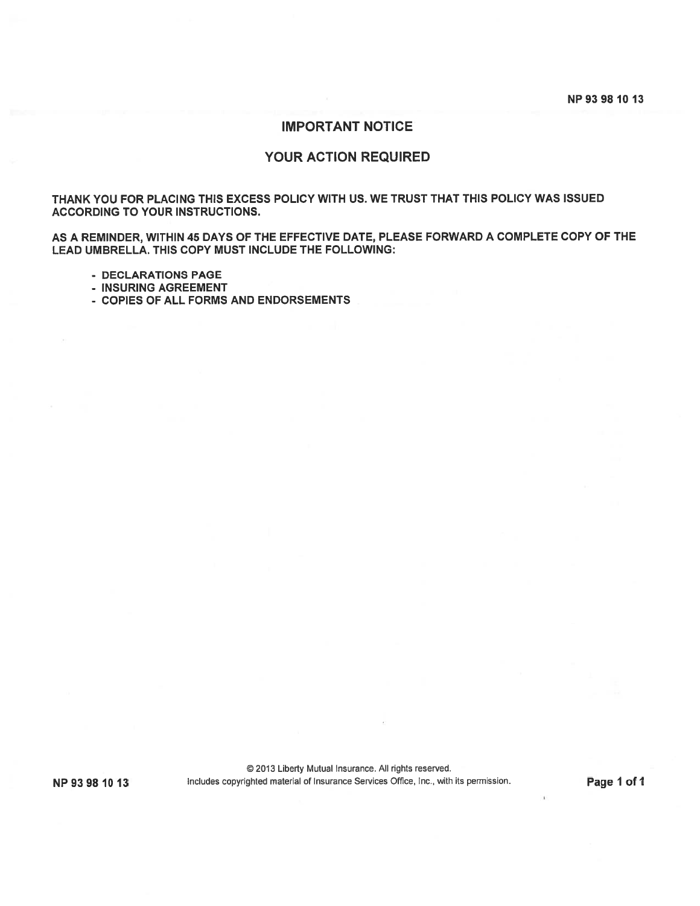## IMPORTANT NOTICE

## YOUR ACTION REQUIRED

**THANK YOU FOR PLACING THIS EXCESS POLICY WITH US. WE TRUST THAT THIS POLICY WAS ISSUED ACCORDING TO YOUR INSTRUCTIONS.**

**AS A REMINDER, WITHIN 45 DAYS OF THE EFFECTIVE DATE, PLEASE FORWARD A COMPLETE COPY OF THE LEAD UMBRELLA. THIS COPY MUST INCLUDE THE FOLLOWING:**

- **DECLARATIONS PAGE**
- **INSURING AGREEMENT**
- **COPIES OF ALL FORMS AND ENDORSEMENTS**

© 2013 Liberty Mutual Insurance. All rights reserved.
Includes copyrighted material of Insurance Services Office, Inc., with its permission.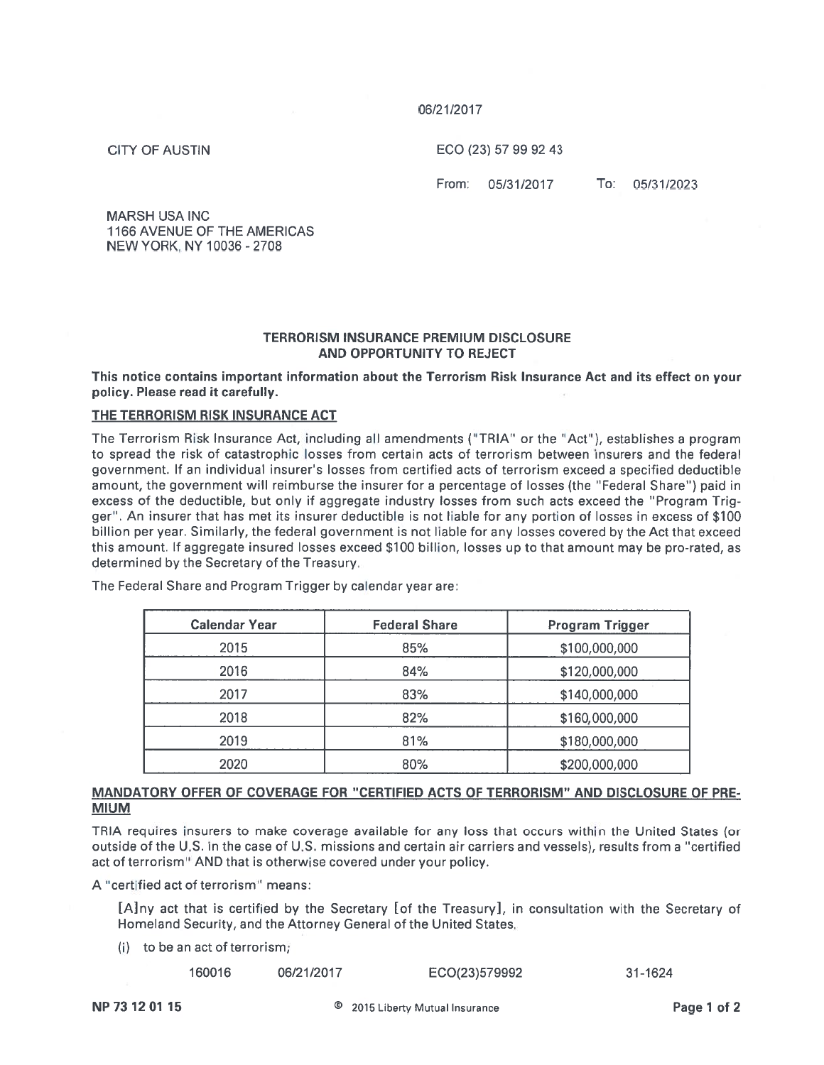06/21/2017

CITY OF AUSTIN

ECO (23) 57 99 92 43

From: 05/31/2017 To: 05/31/2023

MARSH USA INC
1166 AVENUE OF THE AMERICAS
NEW YORK, NY 10036 - 2708

## TERRORISM INSURANCE PREMIUM DISCLOSURE AND OPPORTUNITY TO REJECT

**This notice contains important information about the Terrorism Risk Insurance Act and its effect on your policy. Please read it carefully.**

### THE TERRORISM RISK INSURANCE ACT

The Terrorism Risk Insurance Act, including all amendments ("TRIA" or the "Act"), establishes a program to spread the risk of catastrophic losses from certain acts of terrorism between insurers and the federal government. If an individual insurer's losses from certified acts of terrorism exceed a specified deductible amount, the government will reimburse the insurer for a percentage of losses (the "Federal Share") paid in excess of the deductible, but only if aggregate industry losses from such acts exceed the "Program Trigger". An insurer that has met its insurer deductible is not liable for any portion of losses in excess of $100 billion per year. Similarly, the federal government is not liable for any losses covered by the Act that exceed this amount. If aggregate insured losses exceed $100 billion, losses up to that amount may be pro-rated, as determined by the Secretary of the Treasury.

The Federal Share and Program Trigger by calendar year are:

| Calendar Year | Federal Share | Program Trigger |
|---|---|---|
| 2015 | 85% | $100,000,000 |
| 2016 | 84% | $120,000,000 |
| 2017 | 83% | $140,000,000 |
| 2018 | 82% | $160,000,000 |
| 2019 | 81% | $180,000,000 |
| 2020 | 80% | $200,000,000 |

### MANDATORY OFFER OF COVERAGE FOR "CERTIFIED ACTS OF TERRORISM" AND DISCLOSURE OF PREMIUM

TRIA requires insurers to make coverage available for any loss that occurs within the United States (or outside of the U.S. in the case of U.S. missions and certain air carriers and vessels), results from a "certified act of terrorism" AND that is otherwise covered under your policy.

A "certified act of terrorism" means:

> [A]ny act that is certified by the Secretary [of the Treasury], in consultation with the Secretary of Homeland Security, and the Attorney General of the United States,
>
> (i) to be an act of terrorism;

160016 06/21/2017 ECO(23)579992 31-1624

NP 73 12 01 15 © 2015 Liberty Mutual Insurance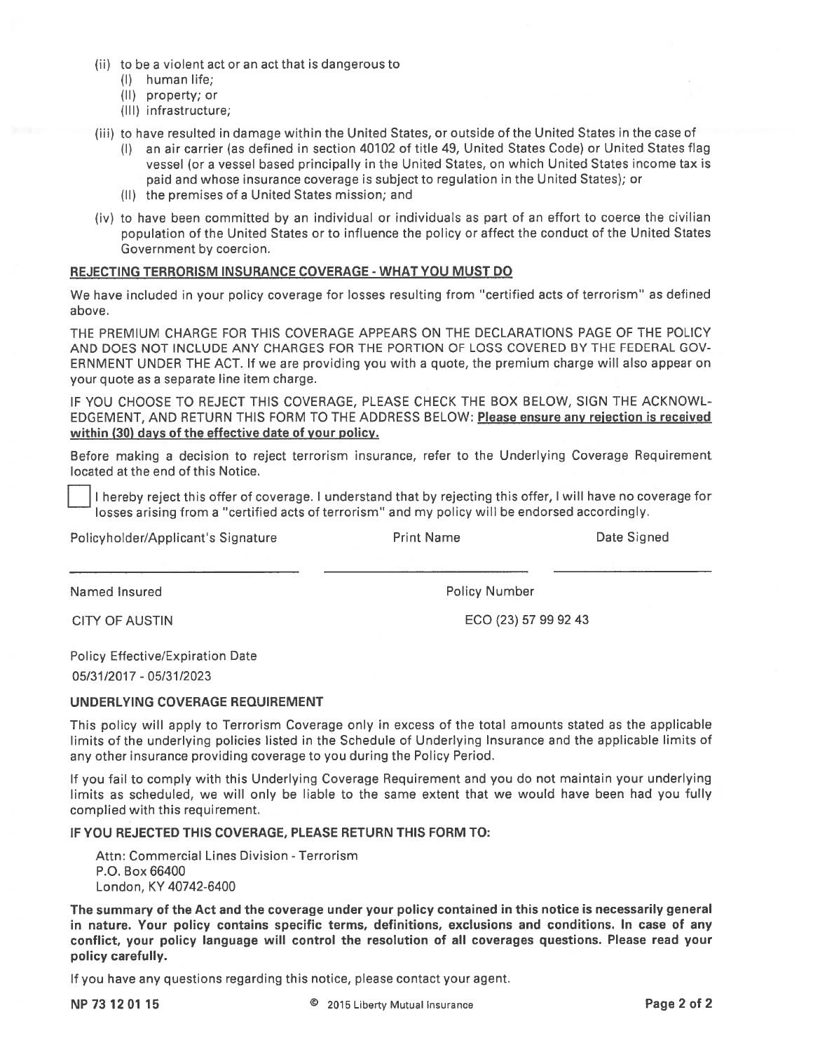(ii) to be a violent act or an act that is dangerous to
   (I) human life;
   (II) property; or
   (III) infrastructure;

(iii) to have resulted in damage within the United States, or outside of the United States in the case of
   (I) an air carrier (as defined in section 40102 of title 49, United States Code) or United States flag vessel (or a vessel based principally in the United States, on which United States income tax is paid and whose insurance coverage is subject to regulation in the United States); or
   (II) the premises of a United States mission; and

(iv) to have been committed by an individual or individuals as part of an effort to coerce the civilian population of the United States or to influence the policy or affect the conduct of the United States Government by coercion.

**REJECTING TERRORISM INSURANCE COVERAGE - WHAT YOU MUST DO**

We have included in your policy coverage for losses resulting from "certified acts of terrorism" as defined above.

THE PREMIUM CHARGE FOR THIS COVERAGE APPEARS ON THE DECLARATIONS PAGE OF THE POLICY AND DOES NOT INCLUDE ANY CHARGES FOR THE PORTION OF LOSS COVERED BY THE FEDERAL GOVERNMENT UNDER THE ACT. If we are providing you with a quote, the premium charge will also appear on your quote as a separate line item charge.

IF YOU CHOOSE TO REJECT THIS COVERAGE, PLEASE CHECK THE BOX BELOW, SIGN THE ACKNOWLEDGEMENT, AND RETURN THIS FORM TO THE ADDRESS BELOW: **Please ensure any rejection is received within (30) days of the effective date of your policy.**

Before making a decision to reject terrorism insurance, refer to the Underlying Coverage Requirement located at the end of this Notice.

☐ I hereby reject this offer of coverage. I understand that by rejecting this offer, I will have no coverage for losses arising from a "certified acts of terrorism" and my policy will be endorsed accordingly.

| Policyholder/Applicant's Signature | Print Name | Date Signed |
| --- | --- | --- |
| ______________________ | ______________________ | ______________________ |

Named Insured: CITY OF AUSTIN

Policy Number: ECO (23) 57 99 92 43

Policy Effective/Expiration Date
05/31/2017 - 05/31/2023

**UNDERLYING COVERAGE REQUIREMENT**

This policy will apply to Terrorism Coverage only in excess of the total amounts stated as the applicable limits of the underlying policies listed in the Schedule of Underlying Insurance and the applicable limits of any other insurance providing coverage to you during the Policy Period.

If you fail to comply with this Underlying Coverage Requirement and you do not maintain your underlying limits as scheduled, we will only be liable to the same extent that we would have been had you fully complied with this requirement.

**IF YOU REJECTED THIS COVERAGE, PLEASE RETURN THIS FORM TO:**

Attn: Commercial Lines Division - Terrorism
P.O. Box 66400
London, KY 40742-6400

**The summary of the Act and the coverage under your policy contained in this notice is necessarily general in nature. Your policy contains specific terms, definitions, exclusions and conditions. In case of any conflict, your policy language will control the resolution of all coverages questions. Please read your policy carefully.**

If you have any questions regarding this notice, please contact your agent.

**NP 73 12 01 15** © 2015 Liberty Mutual Insurance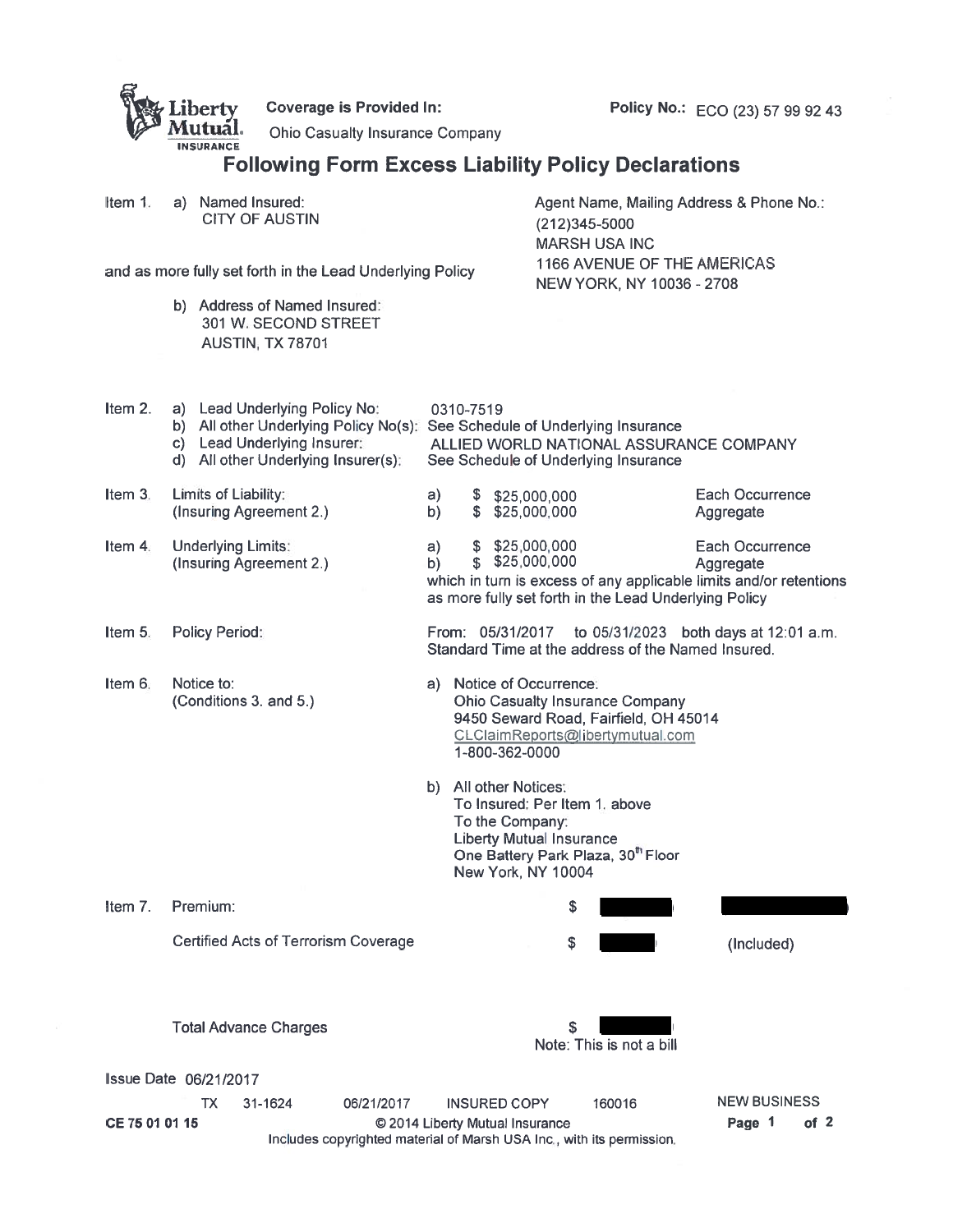**Liberty Mutual. INSURANCE**

**Coverage is Provided In:** Ohio Casualty Insurance Company

**Policy No.:** ECO (23) 57 99 92 43

# Following Form Excess Liability Policy Declarations

**Item 1.** a) Named Insured:
CITY OF AUSTIN

and as more fully set forth in the Lead Underlying Policy

b) Address of Named Insured:
301 W. SECOND STREET
AUSTIN, TX 78701

Agent Name, Mailing Address & Phone No.:
(212)345-5000
MARSH USA INC
1166 AVENUE OF THE AMERICAS
NEW YORK, NY 10036 - 2708

**Item 2.**
a) Lead Underlying Policy No: 0310-7519
b) All other Underlying Policy No(s): See Schedule of Underlying Insurance
c) Lead Underlying Insurer: ALLIED WORLD NATIONAL ASSURANCE COMPANY
d) All other Underlying Insurer(s): See Schedule of Underlying Insurance

**Item 3.** Limits of Liability: (Insuring Agreement 2.)

| | | |
|---|---|---|
| a) | $ $25,000,000 | Each Occurrence |
| b) | $ $25,000,000 | Aggregate |

**Item 4.** Underlying Limits: (Insuring Agreement 2.)

| | | |
|---|---|---|
| a) | $ $25,000,000 | Each Occurrence |
| b) | $ $25,000,000 | Aggregate |

which in turn is excess of any applicable limits and/or retentions as more fully set forth in the Lead Underlying Policy

**Item 5.** Policy Period: From: 05/31/2017 to 05/31/2023 both days at 12:01 a.m. Standard Time at the address of the Named Insured.

**Item 6.** Notice to: (Conditions 3. and 5.)

a) Notice of Occurrence:
Ohio Casualty Insurance Company
9450 Seward Road, Fairfield, OH 45014
CLClaimReports@libertymutual.com
1-800-362-0000

b) All other Notices:
To Insured: Per Item 1. above
To the Company:
Liberty Mutual Insurance
One Battery Park Plaza, 30th Floor
New York, NY 10004

**Item 7.** Premium: $ [REDACTED] [REDACTED]

Certified Acts of Terrorism Coverage $ [REDACTED] (Included)

Total Advance Charges $ [REDACTED]
Note: This is not a bill

Issue Date 06/21/2017

TX 31-1624 06/21/2017 INSURED COPY 160016 NEW BUSINESS

CE 75 01 01 15 © 2014 Liberty Mutual Insurance
Includes copyrighted material of Marsh USA Inc., with its permission.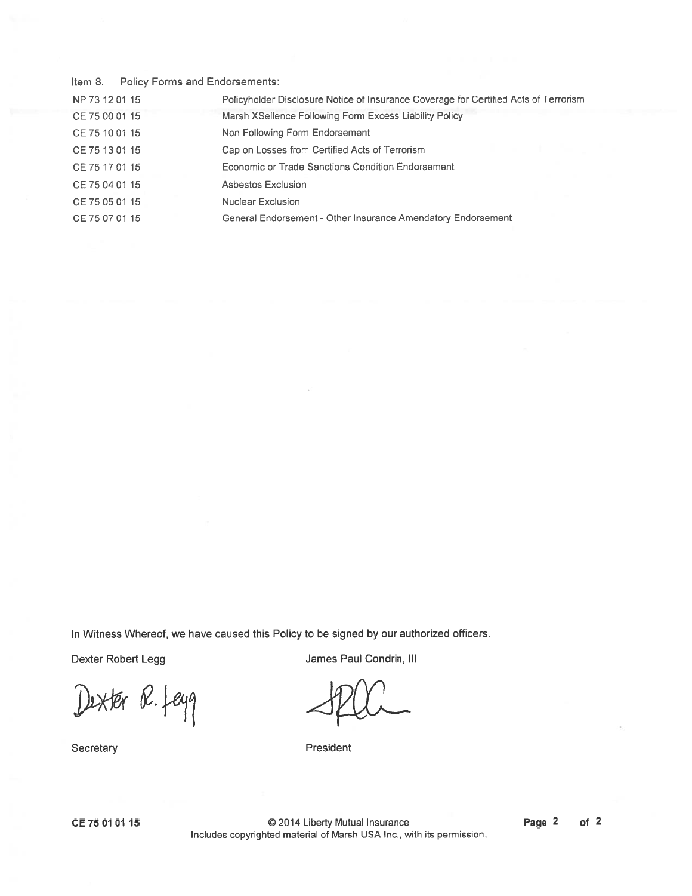Item 8. Policy Forms and Endorsements:

| | |
|---|---|
| NP 73 12 01 15 | Policyholder Disclosure Notice of Insurance Coverage for Certified Acts of Terrorism |
| CE 75 00 01 15 | Marsh XSellence Following Form Excess Liability Policy |
| CE 75 10 01 15 | Non Following Form Endorsement |
| CE 75 13 01 15 | Cap on Losses from Certified Acts of Terrorism |
| CE 75 17 01 15 | Economic or Trade Sanctions Condition Endorsement |
| CE 75 04 01 15 | Asbestos Exclusion |
| CE 75 05 01 15 | Nuclear Exclusion |
| CE 75 07 01 15 | General Endorsement - Other Insurance Amendatory Endorsement |

In Witness Whereof, we have caused this Policy to be signed by our authorized officers.

| | |
|---|---|
| Dexter Robert Legg | James Paul Condrin, III |
| Dexter R. Legg | JPC |
| Secretary | President |

CE 75 01 01 15 © 2014 Liberty Mutual Insurance
Includes copyrighted material of Marsh USA Inc., with its permission.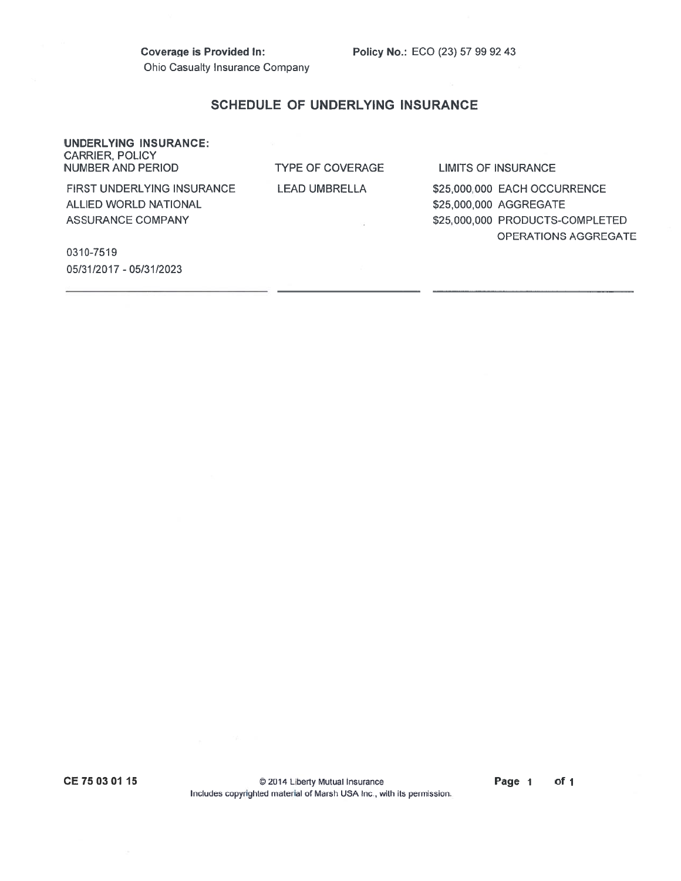**Coverage is Provided In:**
Ohio Casualty Insurance Company

**Policy No.:** ECO (23) 57 99 92 43

## SCHEDULE OF UNDERLYING INSURANCE

| UNDERLYING INSURANCE: CARRIER, POLICY NUMBER AND PERIOD | TYPE OF COVERAGE | LIMITS OF INSURANCE |
|---|---|---|
| FIRST UNDERLYING INSURANCE ALLIED WORLD NATIONAL ASSURANCE COMPANY<br><br>0310-7519<br>05/31/2017 - 05/31/2023 | LEAD UMBRELLA | \$25,000,000 EACH OCCURRENCE<br>\$25,000,000 AGGREGATE<br>\$25,000,000 PRODUCTS-COMPLETED OPERATIONS AGGREGATE |

CE 75 03 01 15 © 2014 Liberty Mutual Insurance
Includes copyrighted material of Marsh USA Inc., with its permission.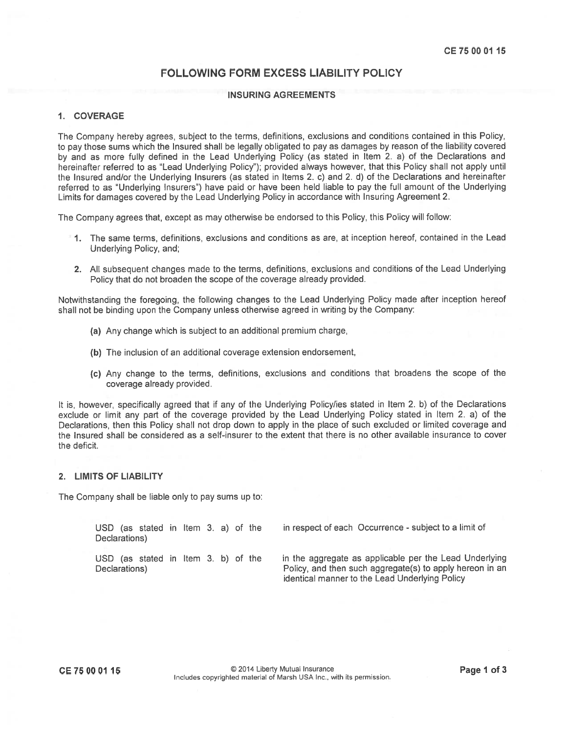# FOLLOWING FORM EXCESS LIABILITY POLICY

## INSURING AGREEMENTS

### 1. COVERAGE

The Company hereby agrees, subject to the terms, definitions, exclusions and conditions contained in this Policy, to pay those sums which the Insured shall be legally obligated to pay as damages by reason of the liability covered by and as more fully defined in the Lead Underlying Policy (as stated in Item 2. a) of the Declarations and hereinafter referred to as "Lead Underlying Policy"); provided always however, that this Policy shall not apply until the Insured and/or the Underlying Insurers (as stated in Items 2. c) and 2. d) of the Declarations and hereinafter referred to as "Underlying Insurers") have paid or have been held liable to pay the full amount of the Underlying Limits for damages covered by the Lead Underlying Policy in accordance with Insuring Agreement 2.

The Company agrees that, except as may otherwise be endorsed to this Policy, this Policy will follow:

1. The same terms, definitions, exclusions and conditions as are, at inception hereof, contained in the Lead Underlying Policy, and;
2. All subsequent changes made to the terms, definitions, exclusions and conditions of the Lead Underlying Policy that do not broaden the scope of the coverage already provided.

Notwithstanding the foregoing, the following changes to the Lead Underlying Policy made after inception hereof shall not be binding upon the Company unless otherwise agreed in writing by the Company:

(a) Any change which is subject to an additional premium charge,

(b) The inclusion of an additional coverage extension endorsement,

(c) Any change to the terms, definitions, exclusions and conditions that broadens the scope of the coverage already provided.

It is, however, specifically agreed that if any of the Underlying Policy/ies stated in Item 2. b) of the Declarations exclude or limit any part of the coverage provided by the Lead Underlying Policy stated in Item 2. a) of the Declarations, then this Policy shall not drop down to apply in the place of such excluded or limited coverage and the Insured shall be considered as a self-insurer to the extent that there is no other available insurance to cover the deficit.

### 2. LIMITS OF LIABILITY

The Company shall be liable only to pay sums up to:

| | |
|---|---|
| USD (as stated in Item 3. a) of the Declarations) | in respect of each Occurrence - subject to a limit of |
| USD (as stated in Item 3. b) of the Declarations) | in the aggregate as applicable per the Lead Underlying Policy, and then such aggregate(s) to apply hereon in an identical manner to the Lead Underlying Policy |

CE 75 00 01 15

© 2014 Liberty Mutual Insurance
Includes copyrighted material of Marsh USA Inc., with its permission.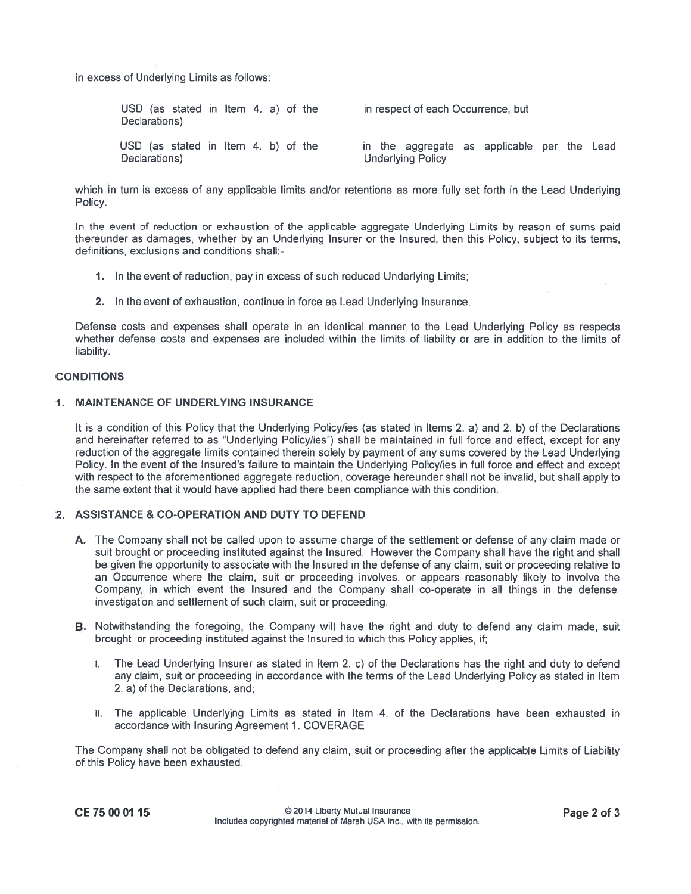in excess of Underlying Limits as follows:

| | |
|---|---|
| USD (as stated in Item 4. a) of the Declarations) | in respect of each Occurrence, but |
| USD (as stated in Item 4. b) of the Declarations) | in the aggregate as applicable per the Lead Underlying Policy |

which in turn is excess of any applicable limits and/or retentions as more fully set forth in the Lead Underlying Policy.

In the event of reduction or exhaustion of the applicable aggregate Underlying Limits by reason of sums paid thereunder as damages, whether by an Underlying Insurer or the Insured, then this Policy, subject to its terms, definitions, exclusions and conditions shall:-

1. In the event of reduction, pay in excess of such reduced Underlying Limits;
2. In the event of exhaustion, continue in force as Lead Underlying Insurance.

Defense costs and expenses shall operate in an identical manner to the Lead Underlying Policy as respects whether defense costs and expenses are included within the limits of liability or are in addition to the limits of liability.

## CONDITIONS

### 1. MAINTENANCE OF UNDERLYING INSURANCE

It is a condition of this Policy that the Underlying Policy/ies (as stated in Items 2. a) and 2. b) of the Declarations and hereinafter referred to as "Underlying Policy/ies") shall be maintained in full force and effect, except for any reduction of the aggregate limits contained therein solely by payment of any sums covered by the Lead Underlying Policy. In the event of the Insured's failure to maintain the Underlying Policy/ies in full force and effect and except with respect to the aforementioned aggregate reduction, coverage hereunder shall not be invalid, but shall apply to the same extent that it would have applied had there been compliance with this condition.

### 2. ASSISTANCE & CO-OPERATION AND DUTY TO DEFEND

**A.** The Company shall not be called upon to assume charge of the settlement or defense of any claim made or suit brought or proceeding instituted against the Insured. However the Company shall have the right and shall be given the opportunity to associate with the Insured in the defense of any claim, suit or proceeding relative to an Occurrence where the claim, suit or proceeding involves, or appears reasonably likely to involve the Company, in which event the Insured and the Company shall co-operate in all things in the defense, investigation and settlement of such claim, suit or proceeding.

**B.** Notwithstanding the foregoing, the Company will have the right and duty to defend any claim made, suit brought or proceeding instituted against the Insured to which this Policy applies, if;

i. The Lead Underlying Insurer as stated in Item 2. c) of the Declarations has the right and duty to defend any claim, suit or proceeding in accordance with the terms of the Lead Underlying Policy as stated in Item 2. a) of the Declarations, and;

ii. The applicable Underlying Limits as stated in Item 4. of the Declarations have been exhausted in accordance with Insuring Agreement 1. COVERAGE

The Company shall not be obligated to defend any claim, suit or proceeding after the applicable Limits of Liability of this Policy have been exhausted.

CE 75 00 01 15 © 2014 Liberty Mutual Insurance
Includes copyrighted material of Marsh USA Inc., with its permission.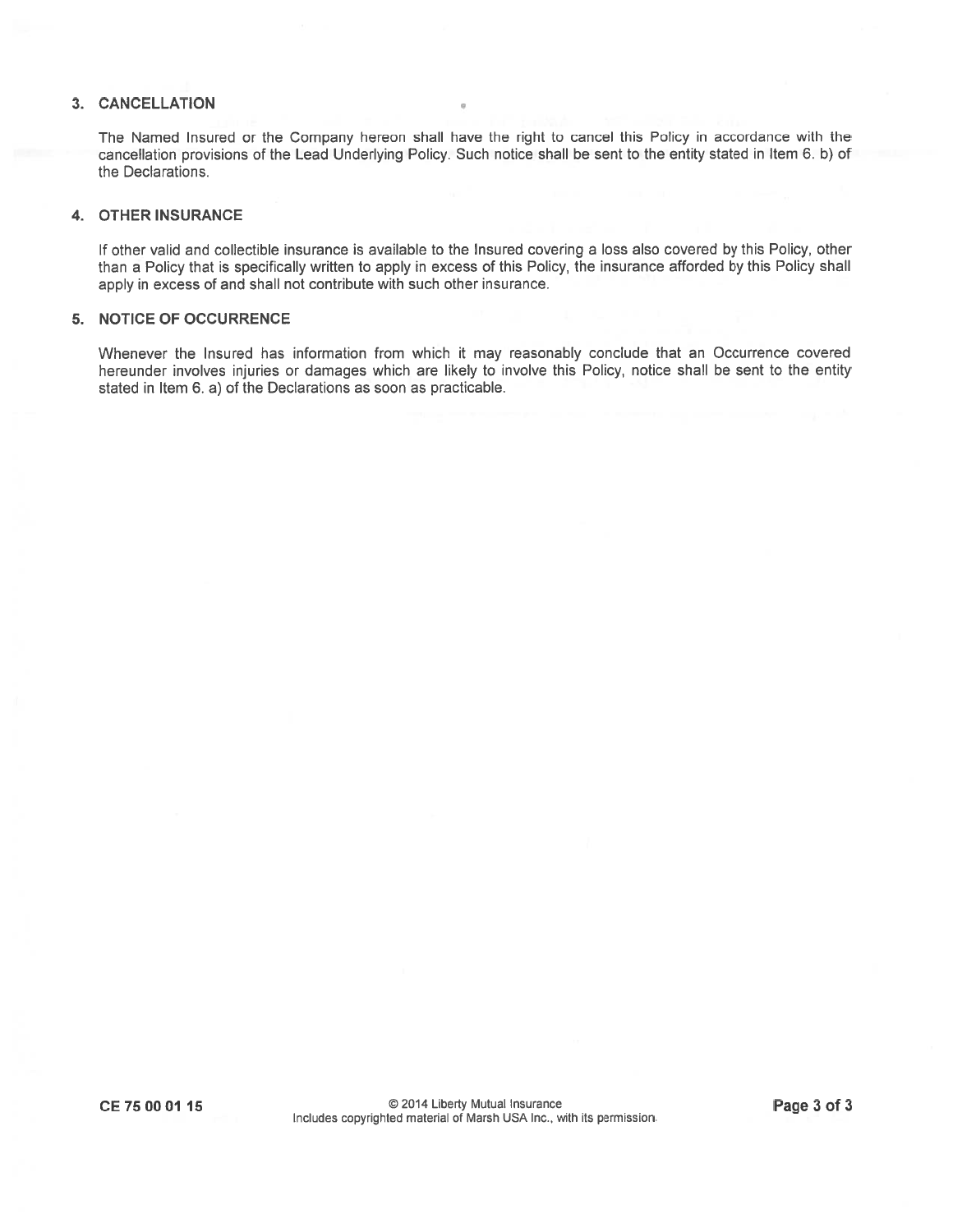### 3. CANCELLATION

The Named Insured or the Company hereon shall have the right to cancel this Policy in accordance with the cancellation provisions of the Lead Underlying Policy. Such notice shall be sent to the entity stated in Item 6. b) of the Declarations.

### 4. OTHER INSURANCE

If other valid and collectible insurance is available to the Insured covering a loss also covered by this Policy, other than a Policy that is specifically written to apply in excess of this Policy, the insurance afforded by this Policy shall apply in excess of and shall not contribute with such other insurance.

### 5. NOTICE OF OCCURRENCE

Whenever the Insured has information from which it may reasonably conclude that an Occurrence covered hereunder involves injuries or damages which are likely to involve this Policy, notice shall be sent to the entity stated in Item 6. a) of the Declarations as soon as practicable.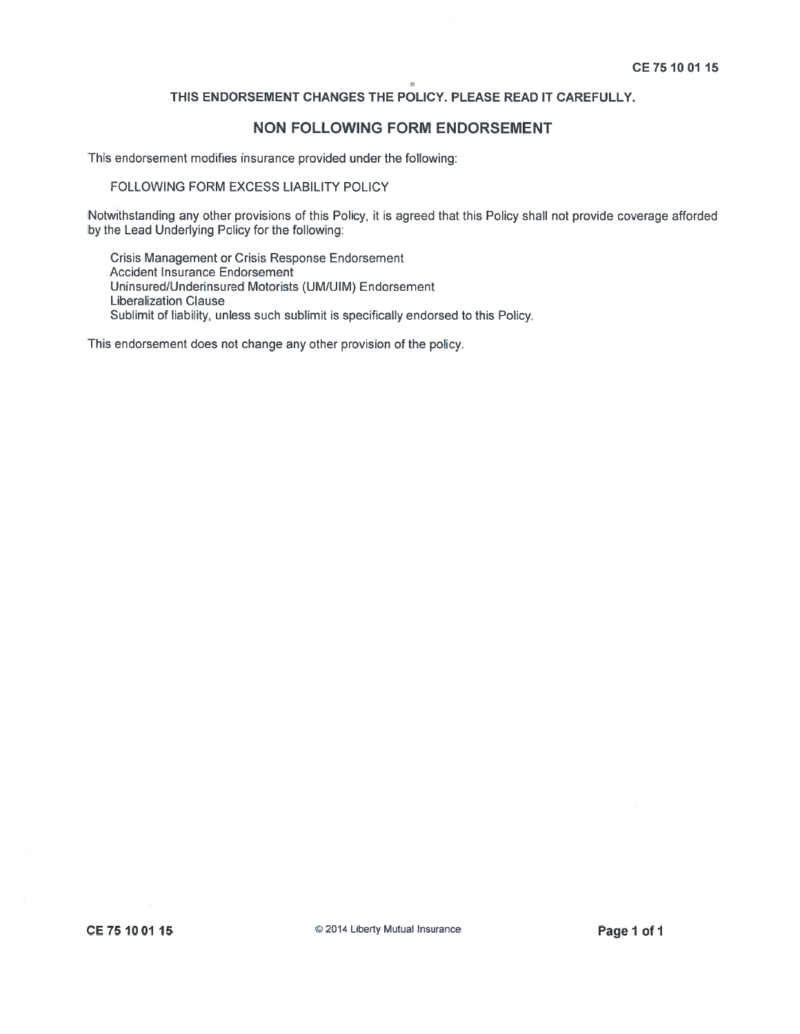CE 75 10 01 15

THIS ENDORSEMENT CHANGES THE POLICY. PLEASE READ IT CAREFULLY.

## NON FOLLOWING FORM ENDORSEMENT

This endorsement modifies insurance provided under the following:

FOLLOWING FORM EXCESS LIABILITY POLICY

Notwithstanding any other provisions of this Policy, it is agreed that this Policy shall not provide coverage afforded by the Lead Underlying Policy for the following:

Crisis Management or Crisis Response Endorsement
Accident Insurance Endorsement
Uninsured/Underinsured Motorists (UM/UIM) Endorsement
Liberalization Clause
Sublimit of liability, unless such sublimit is specifically endorsed to this Policy.

This endorsement does not change any other provision of the policy.

CE 75 10 01 15 © 2014 Liberty Mutual Insurance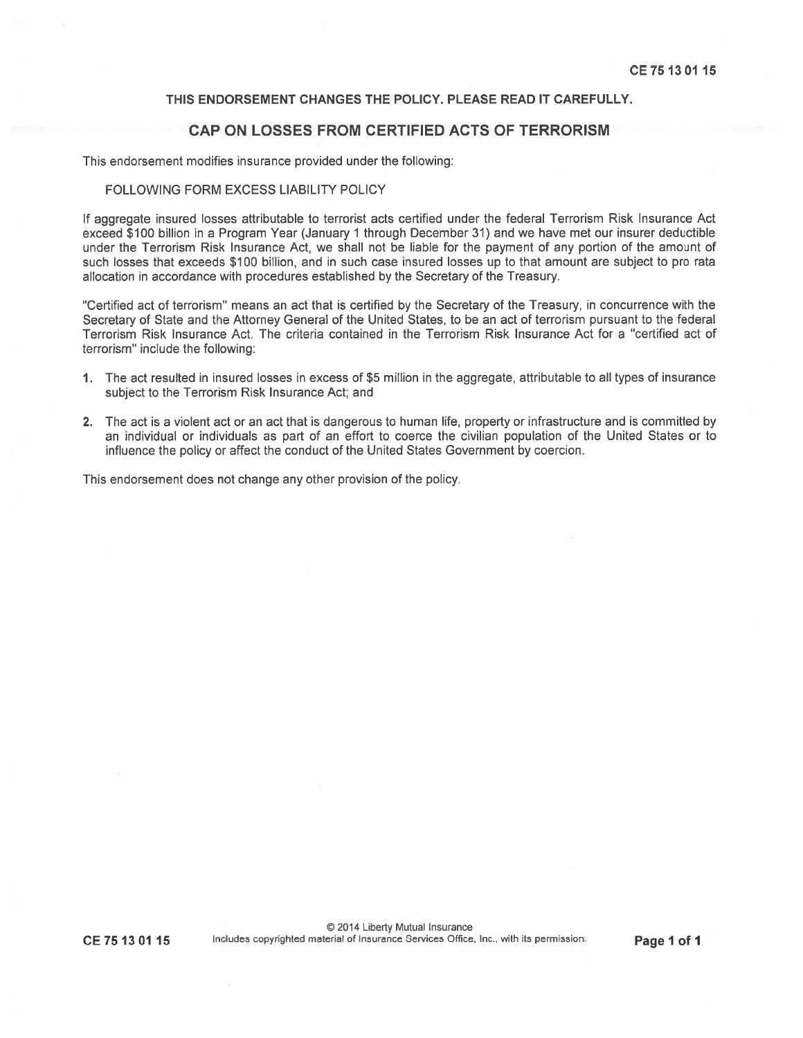THIS ENDORSEMENT CHANGES THE POLICY. PLEASE READ IT CAREFULLY.

## CAP ON LOSSES FROM CERTIFIED ACTS OF TERRORISM

This endorsement modifies insurance provided under the following:

FOLLOWING FORM EXCESS LIABILITY POLICY

If aggregate insured losses attributable to terrorist acts certified under the federal Terrorism Risk Insurance Act exceed $100 billion in a Program Year (January 1 through December 31) and we have met our insurer deductible under the Terrorism Risk Insurance Act, we shall not be liable for the payment of any portion of the amount of such losses that exceeds $100 billion, and in such case insured losses up to that amount are subject to pro rata allocation in accordance with procedures established by the Secretary of the Treasury.

"Certified act of terrorism" means an act that is certified by the Secretary of the Treasury, in concurrence with the Secretary of State and the Attorney General of the United States, to be an act of terrorism pursuant to the federal Terrorism Risk Insurance Act. The criteria contained in the Terrorism Risk Insurance Act for a "certified act of terrorism" include the following:

1. The act resulted in insured losses in excess of $5 million in the aggregate, attributable to all types of insurance subject to the Terrorism Risk Insurance Act; and
2. The act is a violent act or an act that is dangerous to human life, property or infrastructure and is committed by an individual or individuals as part of an effort to coerce the civilian population of the United States or to influence the policy or affect the conduct of the United States Government by coercion.

This endorsement does not change any other provision of the policy.

© 2014 Liberty Mutual Insurance
Includes copyrighted material of Insurance Services Office, Inc., with its permission.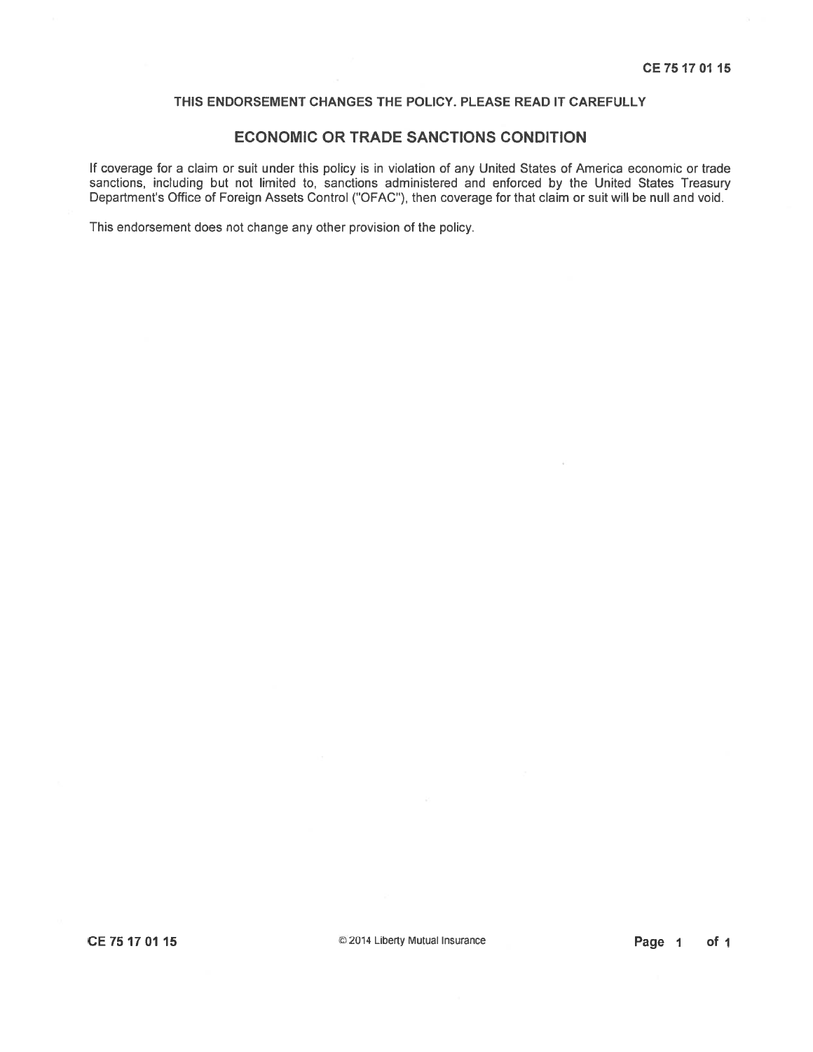CE 75 17 01 15

THIS ENDORSEMENT CHANGES THE POLICY. PLEASE READ IT CAREFULLY

## ECONOMIC OR TRADE SANCTIONS CONDITION

If coverage for a claim or suit under this policy is in violation of any United States of America economic or trade sanctions, including but not limited to, sanctions administered and enforced by the United States Treasury Department's Office of Foreign Assets Control ("OFAC"), then coverage for that claim or suit will be null and void.

This endorsement does not change any other provision of the policy.

CE 75 17 01 15 © 2014 Liberty Mutual Insurance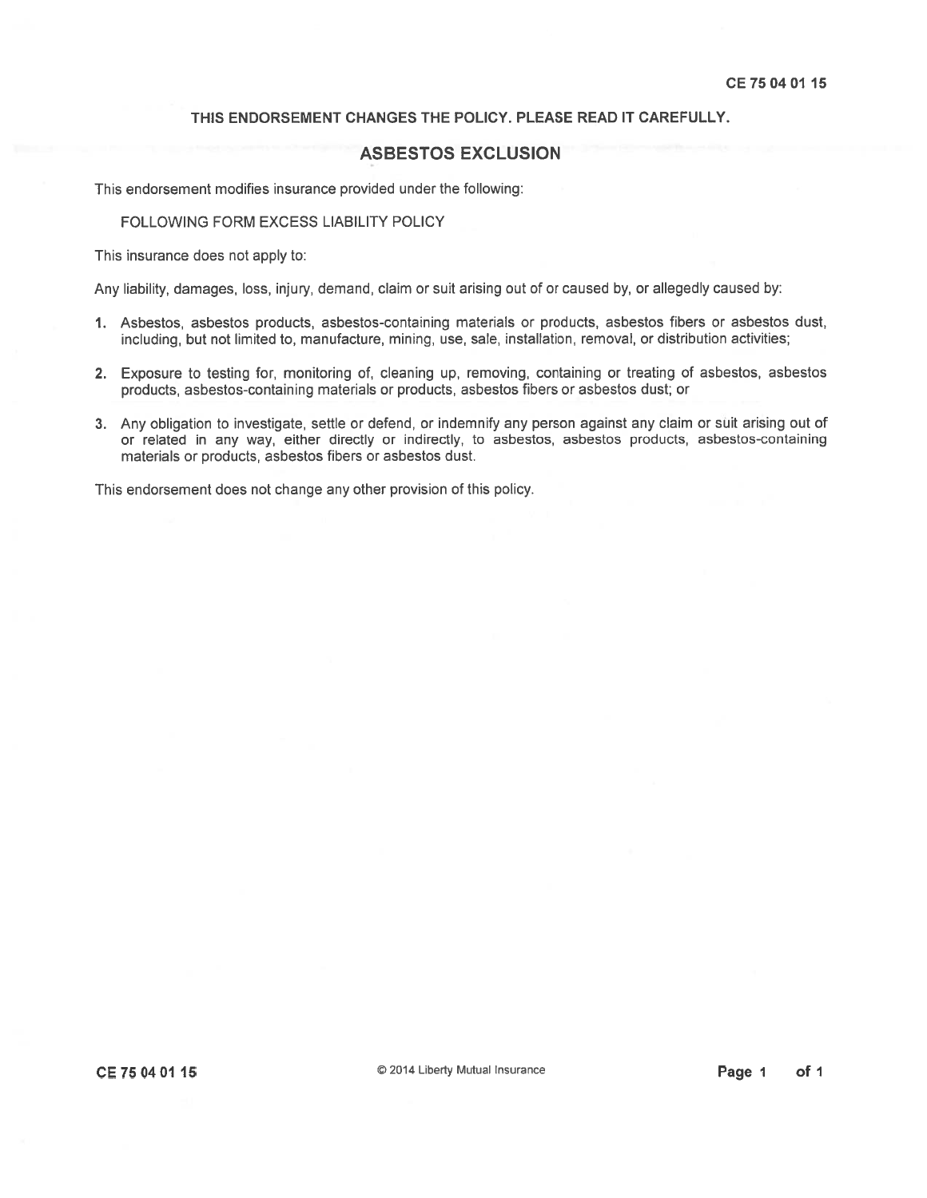**THIS ENDORSEMENT CHANGES THE POLICY. PLEASE READ IT CAREFULLY.**

# ASBESTOS EXCLUSION

This endorsement modifies insurance provided under the following:

FOLLOWING FORM EXCESS LIABILITY POLICY

This insurance does not apply to:

Any liability, damages, loss, injury, demand, claim or suit arising out of or caused by, or allegedly caused by:

1. Asbestos, asbestos products, asbestos-containing materials or products, asbestos fibers or asbestos dust, including, but not limited to, manufacture, mining, use, sale, installation, removal, or distribution activities;
2. Exposure to testing for, monitoring of, cleaning up, removing, containing or treating of asbestos, asbestos products, asbestos-containing materials or products, asbestos fibers or asbestos dust; or
3. Any obligation to investigate, settle or defend, or indemnify any person against any claim or suit arising out of or related in any way, either directly or indirectly, to asbestos, asbestos products, asbestos-containing materials or products, asbestos fibers or asbestos dust.

This endorsement does not change any other provision of this policy.

CE 75 04 01 15 © 2014 Liberty Mutual Insurance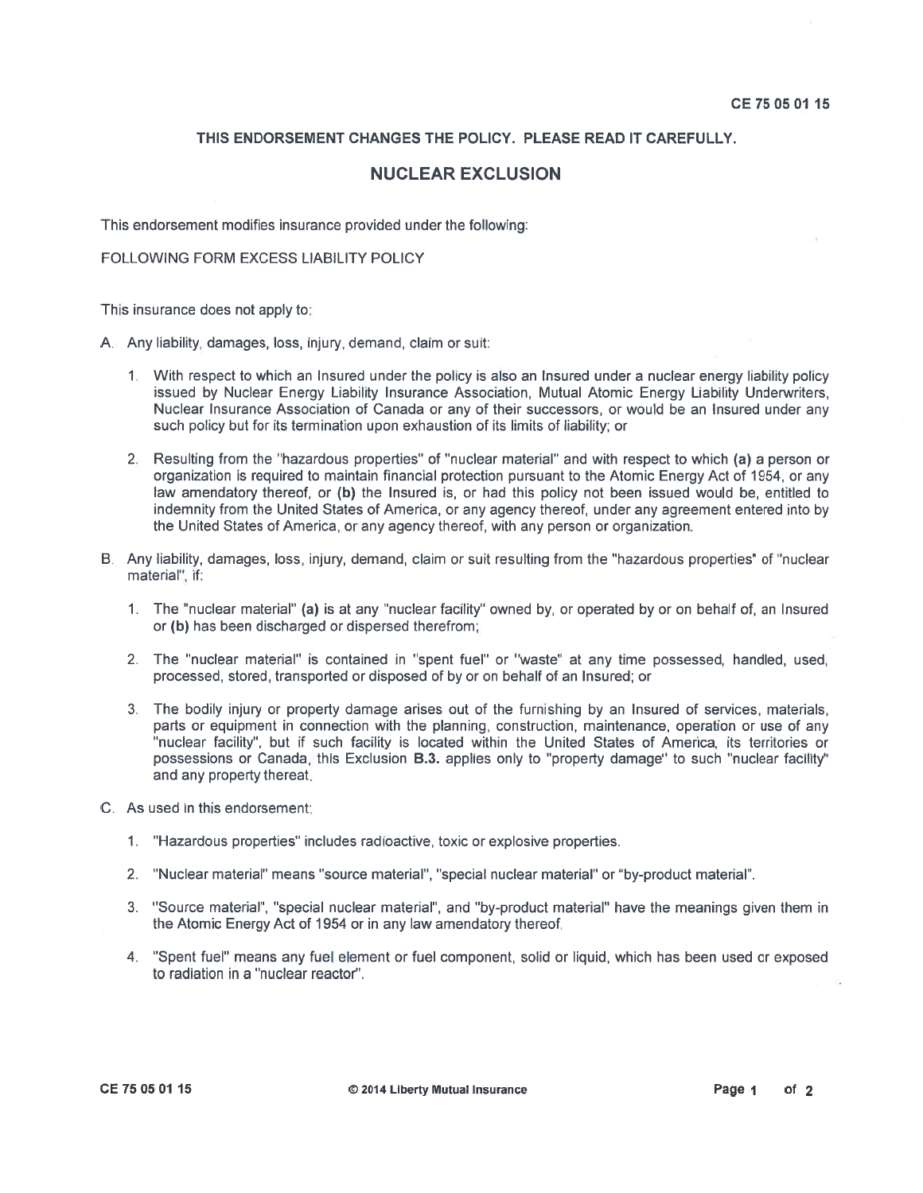CE 75 05 01 15

**THIS ENDORSEMENT CHANGES THE POLICY. PLEASE READ IT CAREFULLY.**

## NUCLEAR EXCLUSION

This endorsement modifies insurance provided under the following:

FOLLOWING FORM EXCESS LIABILITY POLICY

This insurance does not apply to:

A. Any liability, damages, loss, injury, demand, claim or suit:

   1. With respect to which an Insured under the policy is also an Insured under a nuclear energy liability policy issued by Nuclear Energy Liability Insurance Association, Mutual Atomic Energy Liability Underwriters, Nuclear Insurance Association of Canada or any of their successors, or would be an Insured under any such policy but for its termination upon exhaustion of its limits of liability; or

   2. Resulting from the "hazardous properties" of "nuclear material" and with respect to which **(a)** a person or organization is required to maintain financial protection pursuant to the Atomic Energy Act of 1954, or any law amendatory thereof, or **(b)** the Insured is, or had this policy not been issued would be, entitled to indemnity from the United States of America, or any agency thereof, under any agreement entered into by the United States of America, or any agency thereof, with any person or organization.

B. Any liability, damages, loss, injury, demand, claim or suit resulting from the "hazardous properties" of "nuclear material", if:

   1. The "nuclear material" **(a)** is at any "nuclear facility" owned by, or operated by or on behalf of, an Insured or **(b)** has been discharged or dispersed therefrom;

   2. The "nuclear material" is contained in "spent fuel" or "waste" at any time possessed, handled, used, processed, stored, transported or disposed of by or on behalf of an Insured; or

   3. The bodily injury or property damage arises out of the furnishing by an Insured of services, materials, parts or equipment in connection with the planning, construction, maintenance, operation or use of any "nuclear facility", but if such facility is located within the United States of America, its territories or possessions or Canada, this Exclusion **B.3.** applies only to "property damage" to such "nuclear facility" and any property thereat.

C. As used in this endorsement:

   1. "Hazardous properties" includes radioactive, toxic or explosive properties.

   2. "Nuclear material" means "source material", "special nuclear material" or "by-product material".

   3. "Source material", "special nuclear material", and "by-product material" have the meanings given them in the Atomic Energy Act of 1954 or in any law amendatory thereof.

   4. "Spent fuel" means any fuel element or fuel component, solid or liquid, which has been used or exposed to radiation in a "nuclear reactor".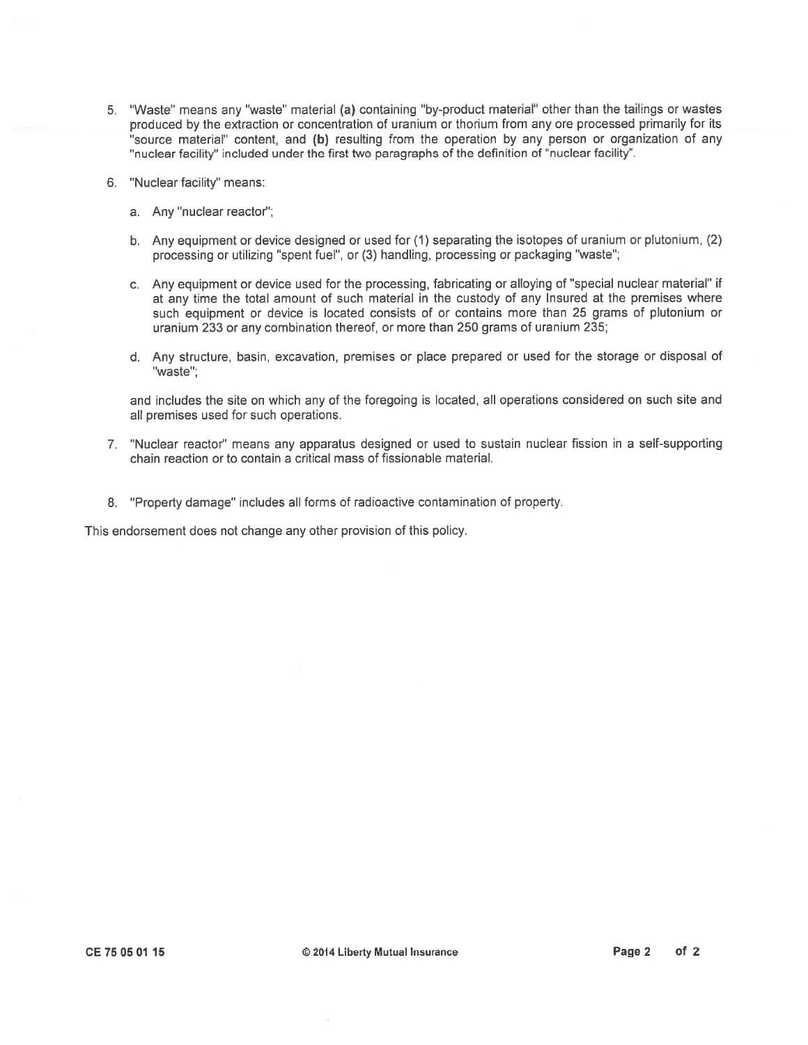5. "Waste" means any "waste" material **(a)** containing "by-product material" other than the tailings or wastes produced by the extraction or concentration of uranium or thorium from any ore processed primarily for its "source material" content, and **(b)** resulting from the operation by any person or organization of any "nuclear facility" included under the first two paragraphs of the definition of "nuclear facility".

6. "Nuclear facility" means:

   a. Any "nuclear reactor";

   b. Any equipment or device designed or used for (1) separating the isotopes of uranium or plutonium, (2) processing or utilizing "spent fuel", or (3) handling, processing or packaging "waste";

   c. Any equipment or device used for the processing, fabricating or alloying of "special nuclear material" if at any time the total amount of such material in the custody of any Insured at the premises where such equipment or device is located consists of or contains more than 25 grams of plutonium or uranium 233 or any combination thereof, or more than 250 grams of uranium 235;

   d. Any structure, basin, excavation, premises or place prepared or used for the storage or disposal of "waste";

   and includes the site on which any of the foregoing is located, all operations considered on such site and all premises used for such operations.

7. "Nuclear reactor" means any apparatus designed or used to sustain nuclear fission in a self-supporting chain reaction or to contain a critical mass of fissionable material.

8. "Property damage" includes all forms of radioactive contamination of property.

This endorsement does not change any other provision of this policy.

CE 75 05 01 15 © 2014 Liberty Mutual Insurance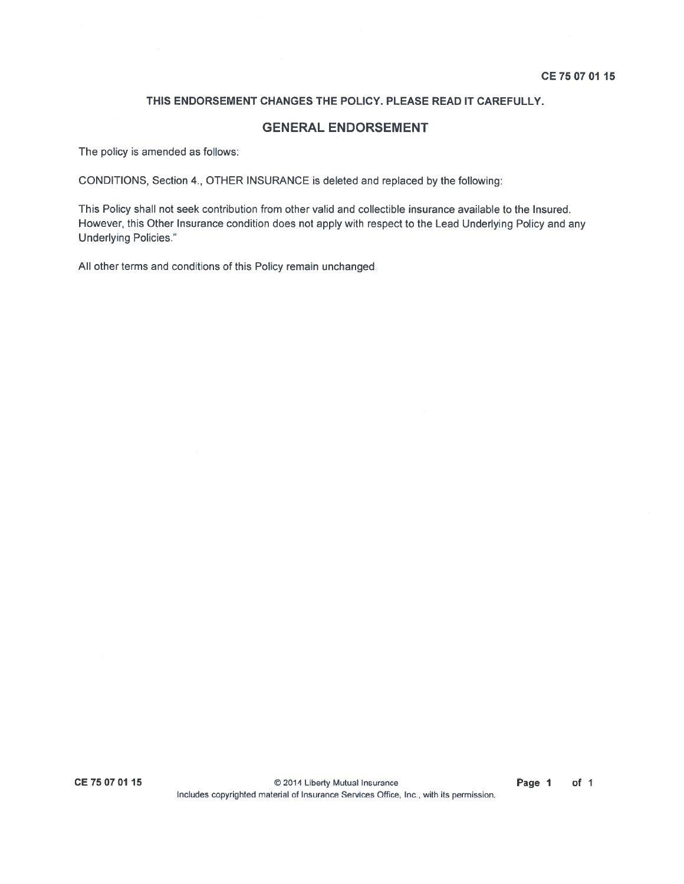CE 75 07 01 15

**THIS ENDORSEMENT CHANGES THE POLICY. PLEASE READ IT CAREFULLY.**

## GENERAL ENDORSEMENT

The policy is amended as follows:

CONDITIONS, Section 4., OTHER INSURANCE is deleted and replaced by the following:

This Policy shall not seek contribution from other valid and collectible insurance available to the Insured. However, this Other Insurance condition does not apply with respect to the Lead Underlying Policy and any Underlying Policies."

All other terms and conditions of this Policy remain unchanged.

CE 75 07 01 15 © 2014 Liberty Mutual Insurance

Includes copyrighted material of Insurance Services Office, Inc., with its permission.